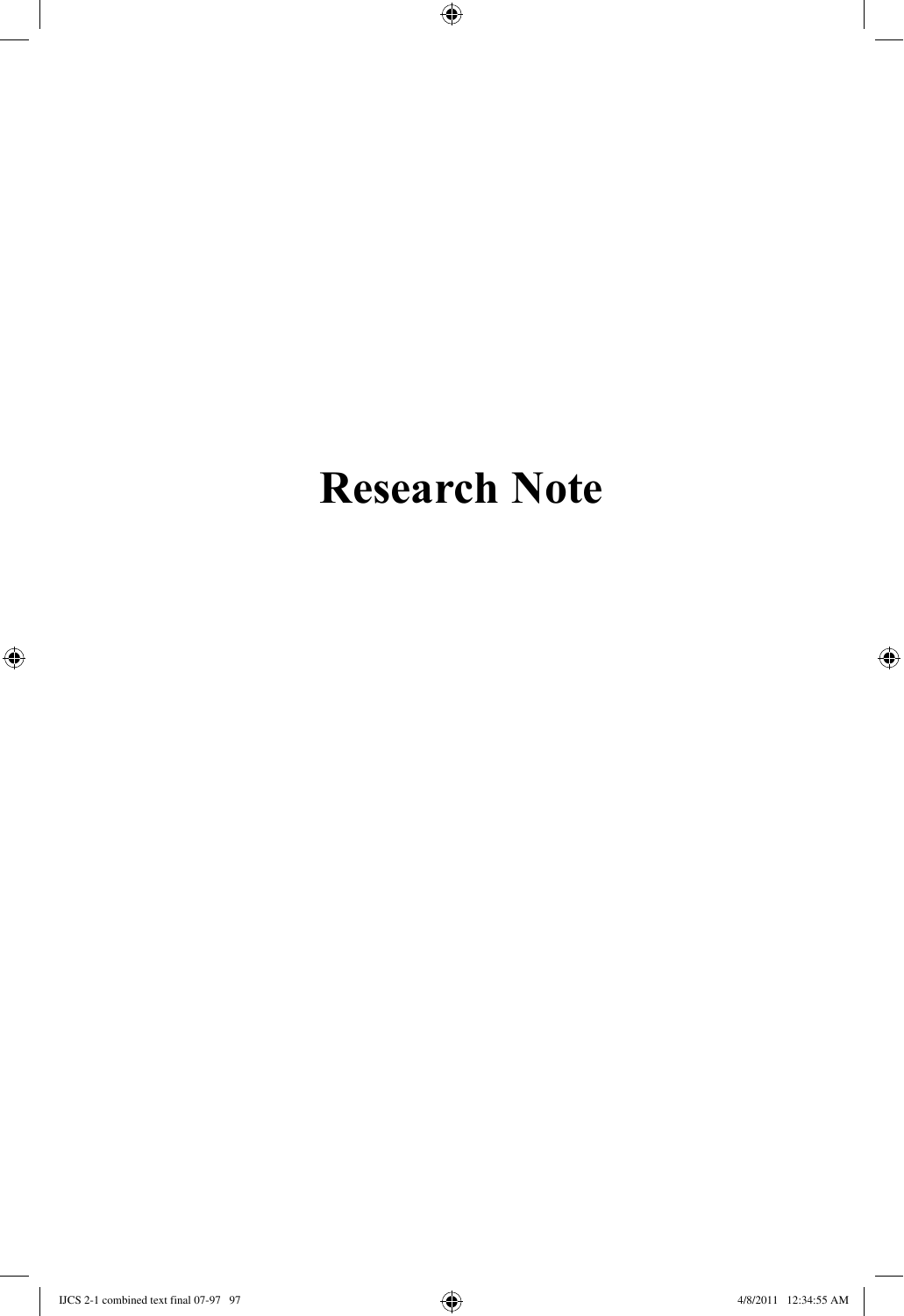# Research Note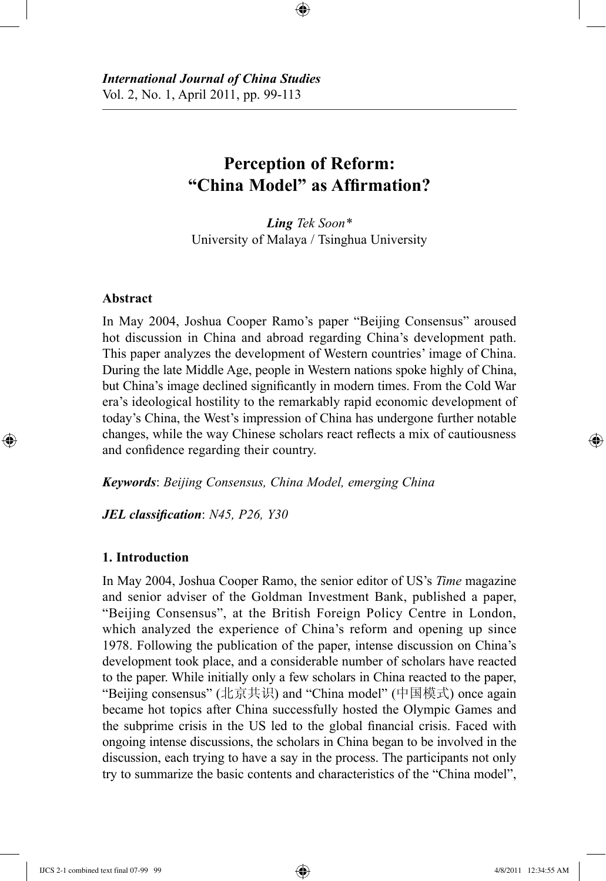*International Journal of China Studies*
Vol. 2, No. 1, April 2011, pp. 99-113

# Perception of Reform: "China Model" as Affirmation?

***Ling** Tek Soon**
University of Malaya / Tsinghua University

## Abstract

In May 2004, Joshua Cooper Ramo's paper "Beijing Consensus" aroused hot discussion in China and abroad regarding China's development path. This paper analyzes the development of Western countries' image of China. During the late Middle Age, people in Western nations spoke highly of China, but China's image declined significantly in modern times. From the Cold War era's ideological hostility to the remarkably rapid economic development of today's China, the West's impression of China has undergone further notable changes, while the way Chinese scholars react reflects a mix of cautiousness and confidence regarding their country.

***Keywords***: *Beijing Consensus, China Model, emerging China*

***JEL classification***: *N45, P26, Y30*

## 1. Introduction

In May 2004, Joshua Cooper Ramo, the senior editor of US's *Time* magazine and senior adviser of the Goldman Investment Bank, published a paper, "Beijing Consensus", at the British Foreign Policy Centre in London, which analyzed the experience of China's reform and opening up since 1978. Following the publication of the paper, intense discussion on China's development took place, and a considerable number of scholars have reacted to the paper. While initially only a few scholars in China reacted to the paper, "Beijing consensus" (北京共识) and "China model" (中国模式) once again became hot topics after China successfully hosted the Olympic Games and the subprime crisis in the US led to the global financial crisis. Faced with ongoing intense discussions, the scholars in China began to be involved in the discussion, each trying to have a say in the process. The participants not only try to summarize the basic contents and characteristics of the "China model",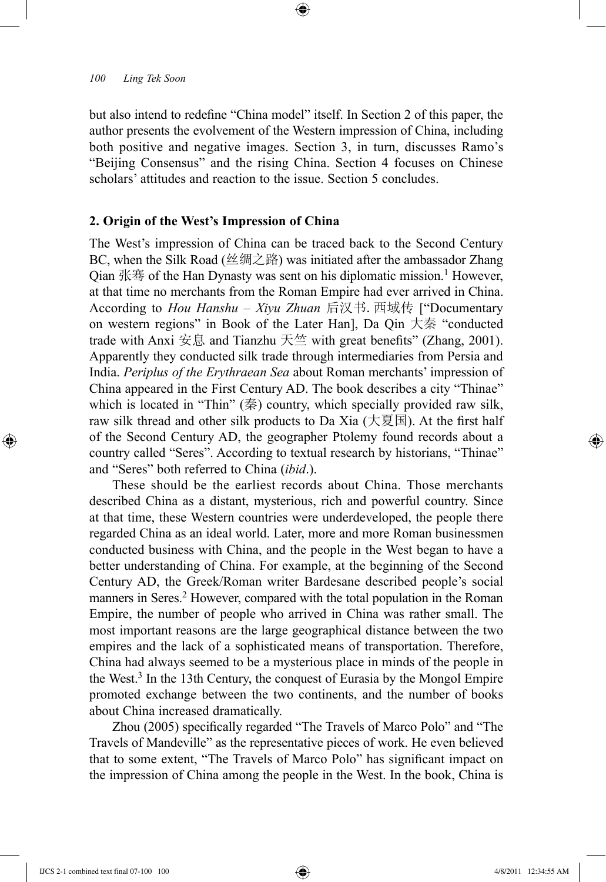but also intend to redefine "China model" itself. In Section 2 of this paper, the author presents the evolvement of the Western impression of China, including both positive and negative images. Section 3, in turn, discusses Ramo's "Beijing Consensus" and the rising China. Section 4 focuses on Chinese scholars' attitudes and reaction to the issue. Section 5 concludes.

## 2. Origin of the West's Impression of China

The West's impression of China can be traced back to the Second Century BC, when the Silk Road (丝绸之路) was initiated after the ambassador Zhang Qian 张骞 of the Han Dynasty was sent on his diplomatic mission.[1] However, at that time no merchants from the Roman Empire had ever arrived in China. According to *Hou Hanshu – Xiyu Zhuan* 后汉书. 西域传 ["Documentary on western regions" in Book of the Later Han], Da Qin 大秦 "conducted trade with Anxi 安息 and Tianzhu 天竺 with great benefits" (Zhang, 2001). Apparently they conducted silk trade through intermediaries from Persia and India. *Periplus of the Erythraean Sea* about Roman merchants' impression of China appeared in the First Century AD. The book describes a city "Thinae" which is located in "Thin" (秦) country, which specially provided raw silk, raw silk thread and other silk products to Da Xia (大夏国). At the first half of the Second Century AD, the geographer Ptolemy found records about a country called "Seres". According to textual research by historians, "Thinae" and "Seres" both referred to China (*ibid*.).

These should be the earliest records about China. Those merchants described China as a distant, mysterious, rich and powerful country. Since at that time, these Western countries were underdeveloped, the people there regarded China as an ideal world. Later, more and more Roman businessmen conducted business with China, and the people in the West began to have a better understanding of China. For example, at the beginning of the Second Century AD, the Greek/Roman writer Bardesane described people's social manners in Seres.[2] However, compared with the total population in the Roman Empire, the number of people who arrived in China was rather small. The most important reasons are the large geographical distance between the two empires and the lack of a sophisticated means of transportation. Therefore, China had always seemed to be a mysterious place in minds of the people in the West.[3] In the 13th Century, the conquest of Eurasia by the Mongol Empire promoted exchange between the two continents, and the number of books about China increased dramatically.

Zhou (2005) specifically regarded "The Travels of Marco Polo" and "The Travels of Mandeville" as the representative pieces of work. He even believed that to some extent, "The Travels of Marco Polo" has significant impact on the impression of China among the people in the West. In the book, China is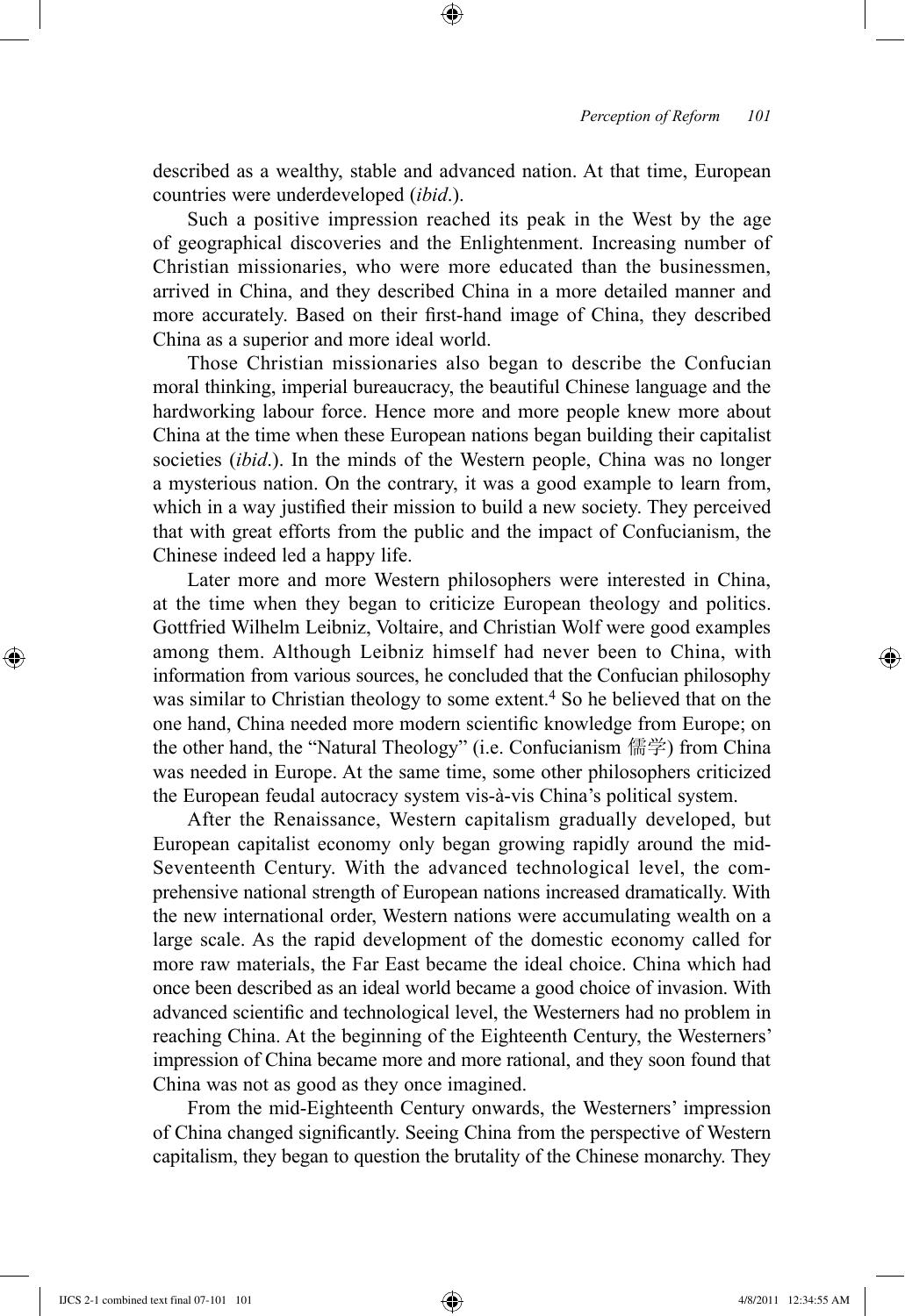described as a wealthy, stable and advanced nation. At that time, European countries were underdeveloped (*ibid*.).

Such a positive impression reached its peak in the West by the age of geographical discoveries and the Enlightenment. Increasing number of Christian missionaries, who were more educated than the businessmen, arrived in China, and they described China in a more detailed manner and more accurately. Based on their first-hand image of China, they described China as a superior and more ideal world.

Those Christian missionaries also began to describe the Confucian moral thinking, imperial bureaucracy, the beautiful Chinese language and the hardworking labour force. Hence more and more people knew more about China at the time when these European nations began building their capitalist societies (*ibid*.). In the minds of the Western people, China was no longer a mysterious nation. On the contrary, it was a good example to learn from, which in a way justified their mission to build a new society. They perceived that with great efforts from the public and the impact of Confucianism, the Chinese indeed led a happy life.

Later more and more Western philosophers were interested in China, at the time when they began to criticize European theology and politics. Gottfried Wilhelm Leibniz, Voltaire, and Christian Wolf were good examples among them. Although Leibniz himself had never been to China, with information from various sources, he concluded that the Confucian philosophy was similar to Christian theology to some extent.[4] So he believed that on the one hand, China needed more modern scientific knowledge from Europe; on the other hand, the "Natural Theology" (i.e. Confucianism 儒学) from China was needed in Europe. At the same time, some other philosophers criticized the European feudal autocracy system vis-à-vis China's political system.

After the Renaissance, Western capitalism gradually developed, but European capitalist economy only began growing rapidly around the mid-Seventeenth Century. With the advanced technological level, the comprehensive national strength of European nations increased dramatically. With the new international order, Western nations were accumulating wealth on a large scale. As the rapid development of the domestic economy called for more raw materials, the Far East became the ideal choice. China which had once been described as an ideal world became a good choice of invasion. With advanced scientific and technological level, the Westerners had no problem in reaching China. At the beginning of the Eighteenth Century, the Westerners' impression of China became more and more rational, and they soon found that China was not as good as they once imagined.

From the mid-Eighteenth Century onwards, the Westerners' impression of China changed significantly. Seeing China from the perspective of Western capitalism, they began to question the brutality of the Chinese monarchy. They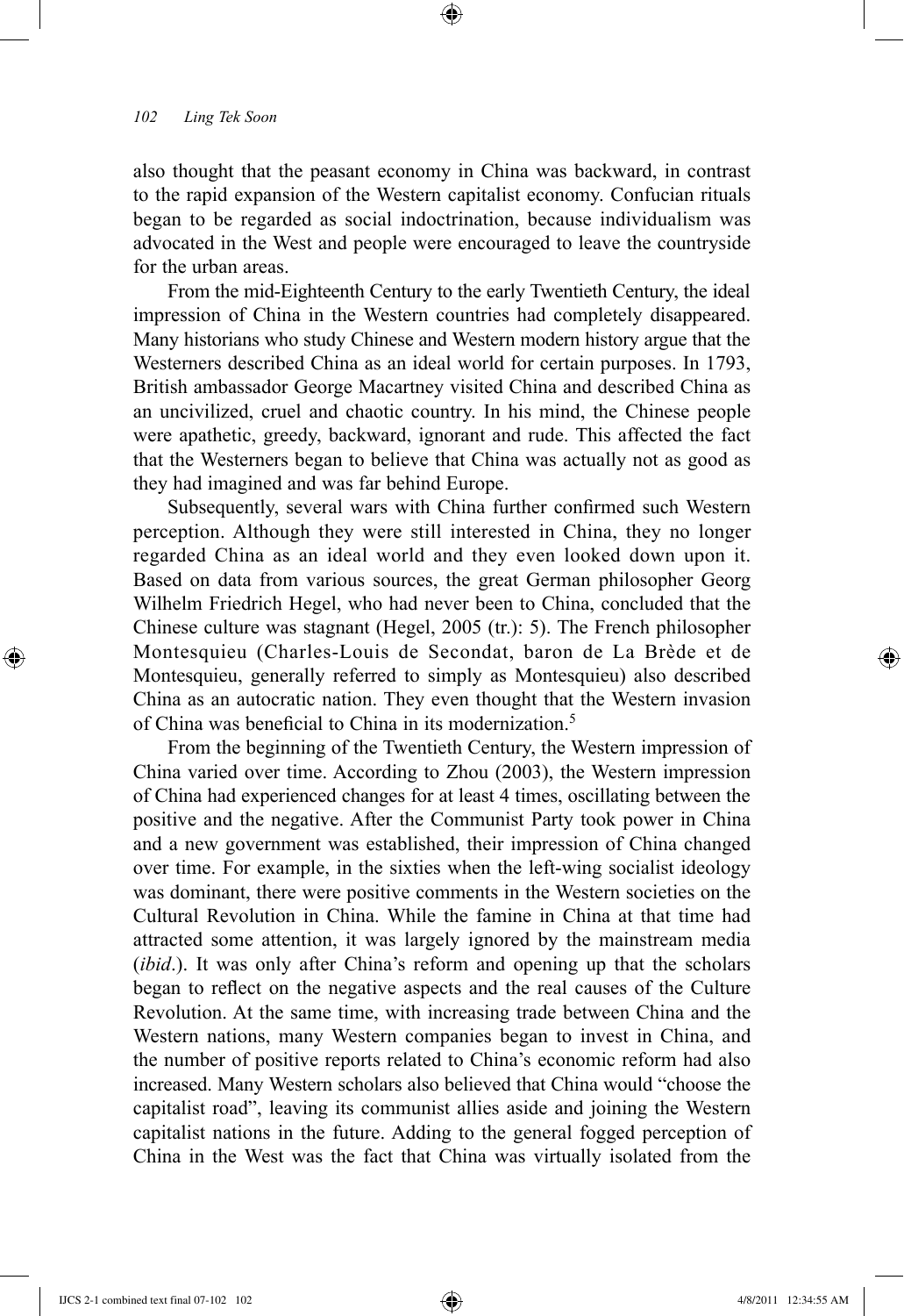also thought that the peasant economy in China was backward, in contrast to the rapid expansion of the Western capitalist economy. Confucian rituals began to be regarded as social indoctrination, because individualism was advocated in the West and people were encouraged to leave the countryside for the urban areas.

From the mid-Eighteenth Century to the early Twentieth Century, the ideal impression of China in the Western countries had completely disappeared. Many historians who study Chinese and Western modern history argue that the Westerners described China as an ideal world for certain purposes. In 1793, British ambassador George Macartney visited China and described China as an uncivilized, cruel and chaotic country. In his mind, the Chinese people were apathetic, greedy, backward, ignorant and rude. This affected the fact that the Westerners began to believe that China was actually not as good as they had imagined and was far behind Europe.

Subsequently, several wars with China further confirmed such Western perception. Although they were still interested in China, they no longer regarded China as an ideal world and they even looked down upon it. Based on data from various sources, the great German philosopher Georg Wilhelm Friedrich Hegel, who had never been to China, concluded that the Chinese culture was stagnant (Hegel, 2005 (tr.): 5). The French philosopher Montesquieu (Charles-Louis de Secondat, baron de La Brède et de Montesquieu, generally referred to simply as Montesquieu) also described China as an autocratic nation. They even thought that the Western invasion of China was beneficial to China in its modernization.[5]

From the beginning of the Twentieth Century, the Western impression of China varied over time. According to Zhou (2003), the Western impression of China had experienced changes for at least 4 times, oscillating between the positive and the negative. After the Communist Party took power in China and a new government was established, their impression of China changed over time. For example, in the sixties when the left-wing socialist ideology was dominant, there were positive comments in the Western societies on the Cultural Revolution in China. While the famine in China at that time had attracted some attention, it was largely ignored by the mainstream media (*ibid*.). It was only after China's reform and opening up that the scholars began to reflect on the negative aspects and the real causes of the Culture Revolution. At the same time, with increasing trade between China and the Western nations, many Western companies began to invest in China, and the number of positive reports related to China's economic reform had also increased. Many Western scholars also believed that China would "choose the capitalist road", leaving its communist allies aside and joining the Western capitalist nations in the future. Adding to the general fogged perception of China in the West was the fact that China was virtually isolated from the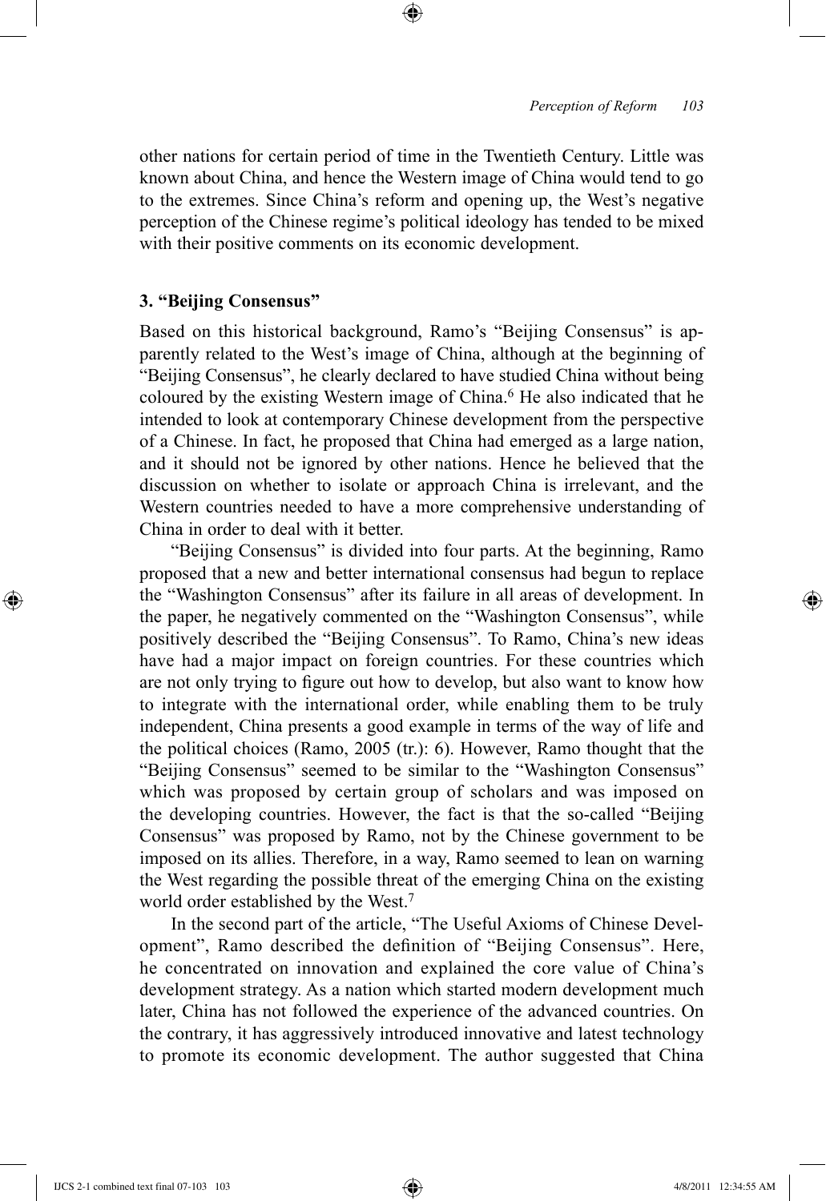other nations for certain period of time in the Twentieth Century. Little was known about China, and hence the Western image of China would tend to go to the extremes. Since China's reform and opening up, the West's negative perception of the Chinese regime's political ideology has tended to be mixed with their positive comments on its economic development.

### 3. "Beijing Consensus"

Based on this historical background, Ramo's "Beijing Consensus" is apparently related to the West's image of China, although at the beginning of "Beijing Consensus", he clearly declared to have studied China without being coloured by the existing Western image of China.[6] He also indicated that he intended to look at contemporary Chinese development from the perspective of a Chinese. In fact, he proposed that China had emerged as a large nation, and it should not be ignored by other nations. Hence he believed that the discussion on whether to isolate or approach China is irrelevant, and the Western countries needed to have a more comprehensive understanding of China in order to deal with it better.

"Beijing Consensus" is divided into four parts. At the beginning, Ramo proposed that a new and better international consensus had begun to replace the "Washington Consensus" after its failure in all areas of development. In the paper, he negatively commented on the "Washington Consensus", while positively described the "Beijing Consensus". To Ramo, China's new ideas have had a major impact on foreign countries. For these countries which are not only trying to figure out how to develop, but also want to know how to integrate with the international order, while enabling them to be truly independent, China presents a good example in terms of the way of life and the political choices (Ramo, 2005 (tr.): 6). However, Ramo thought that the "Beijing Consensus" seemed to be similar to the "Washington Consensus" which was proposed by certain group of scholars and was imposed on the developing countries. However, the fact is that the so-called "Beijing Consensus" was proposed by Ramo, not by the Chinese government to be imposed on its allies. Therefore, in a way, Ramo seemed to lean on warning the West regarding the possible threat of the emerging China on the existing world order established by the West.[7]

In the second part of the article, "The Useful Axioms of Chinese Development", Ramo described the definition of "Beijing Consensus". Here, he concentrated on innovation and explained the core value of China's development strategy. As a nation which started modern development much later, China has not followed the experience of the advanced countries. On the contrary, it has aggressively introduced innovative and latest technology to promote its economic development. The author suggested that China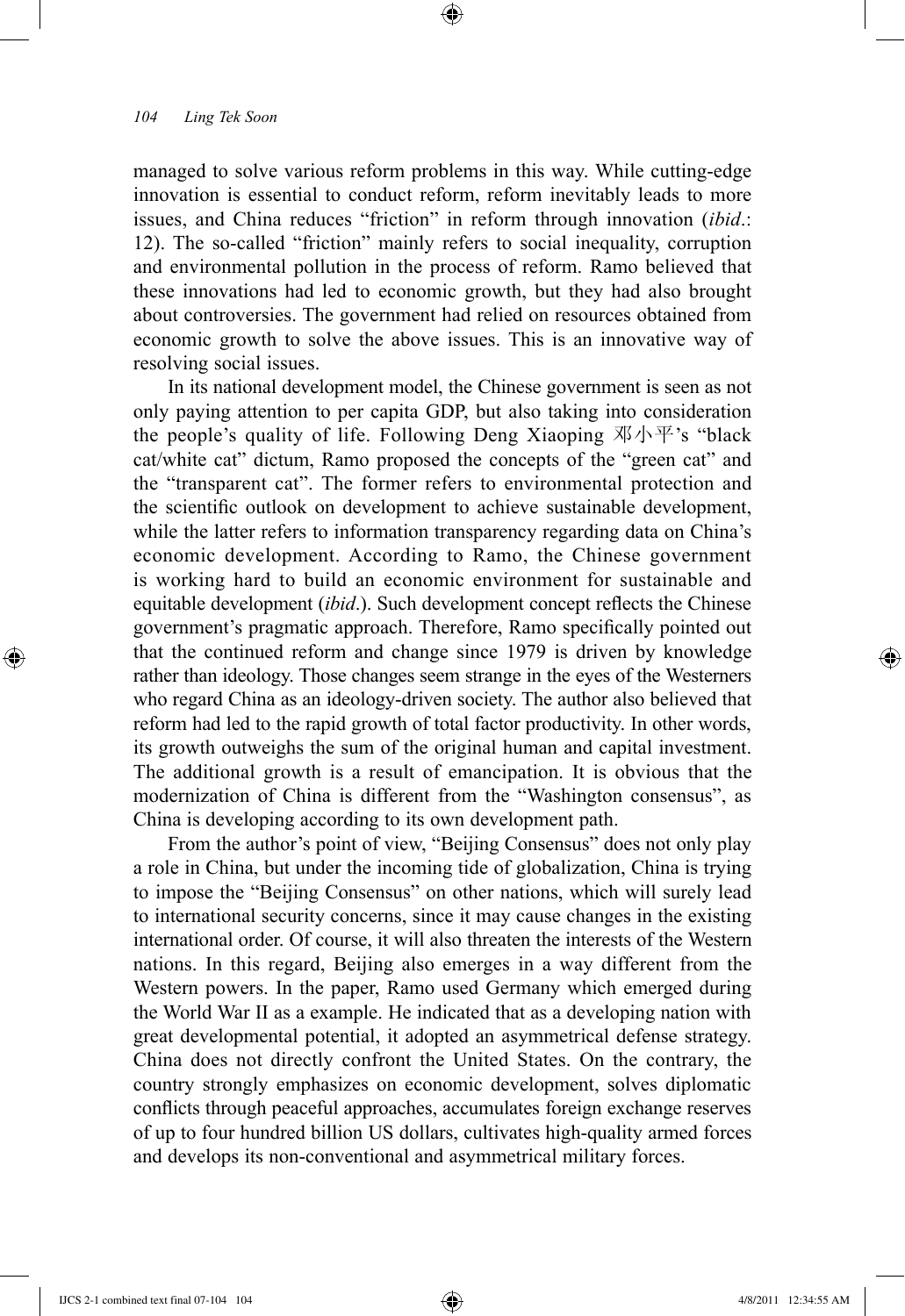managed to solve various reform problems in this way. While cutting-edge innovation is essential to conduct reform, reform inevitably leads to more issues, and China reduces "friction" in reform through innovation (*ibid*.: 12). The so-called "friction" mainly refers to social inequality, corruption and environmental pollution in the process of reform. Ramo believed that these innovations had led to economic growth, but they had also brought about controversies. The government had relied on resources obtained from economic growth to solve the above issues. This is an innovative way of resolving social issues.

In its national development model, the Chinese government is seen as not only paying attention to per capita GDP, but also taking into consideration the people's quality of life. Following Deng Xiaoping 邓小平's "black cat/white cat" dictum, Ramo proposed the concepts of the "green cat" and the "transparent cat". The former refers to environmental protection and the scientific outlook on development to achieve sustainable development, while the latter refers to information transparency regarding data on China's economic development. According to Ramo, the Chinese government is working hard to build an economic environment for sustainable and equitable development (*ibid*.). Such development concept reflects the Chinese government's pragmatic approach. Therefore, Ramo specifically pointed out that the continued reform and change since 1979 is driven by knowledge rather than ideology. Those changes seem strange in the eyes of the Westerners who regard China as an ideology-driven society. The author also believed that reform had led to the rapid growth of total factor productivity. In other words, its growth outweighs the sum of the original human and capital investment. The additional growth is a result of emancipation. It is obvious that the modernization of China is different from the "Washington consensus", as China is developing according to its own development path.

From the author's point of view, "Beijing Consensus" does not only play a role in China, but under the incoming tide of globalization, China is trying to impose the "Beijing Consensus" on other nations, which will surely lead to international security concerns, since it may cause changes in the existing international order. Of course, it will also threaten the interests of the Western nations. In this regard, Beijing also emerges in a way different from the Western powers. In the paper, Ramo used Germany which emerged during the World War II as a example. He indicated that as a developing nation with great developmental potential, it adopted an asymmetrical defense strategy. China does not directly confront the United States. On the contrary, the country strongly emphasizes on economic development, solves diplomatic conflicts through peaceful approaches, accumulates foreign exchange reserves of up to four hundred billion US dollars, cultivates high-quality armed forces and develops its non-conventional and asymmetrical military forces.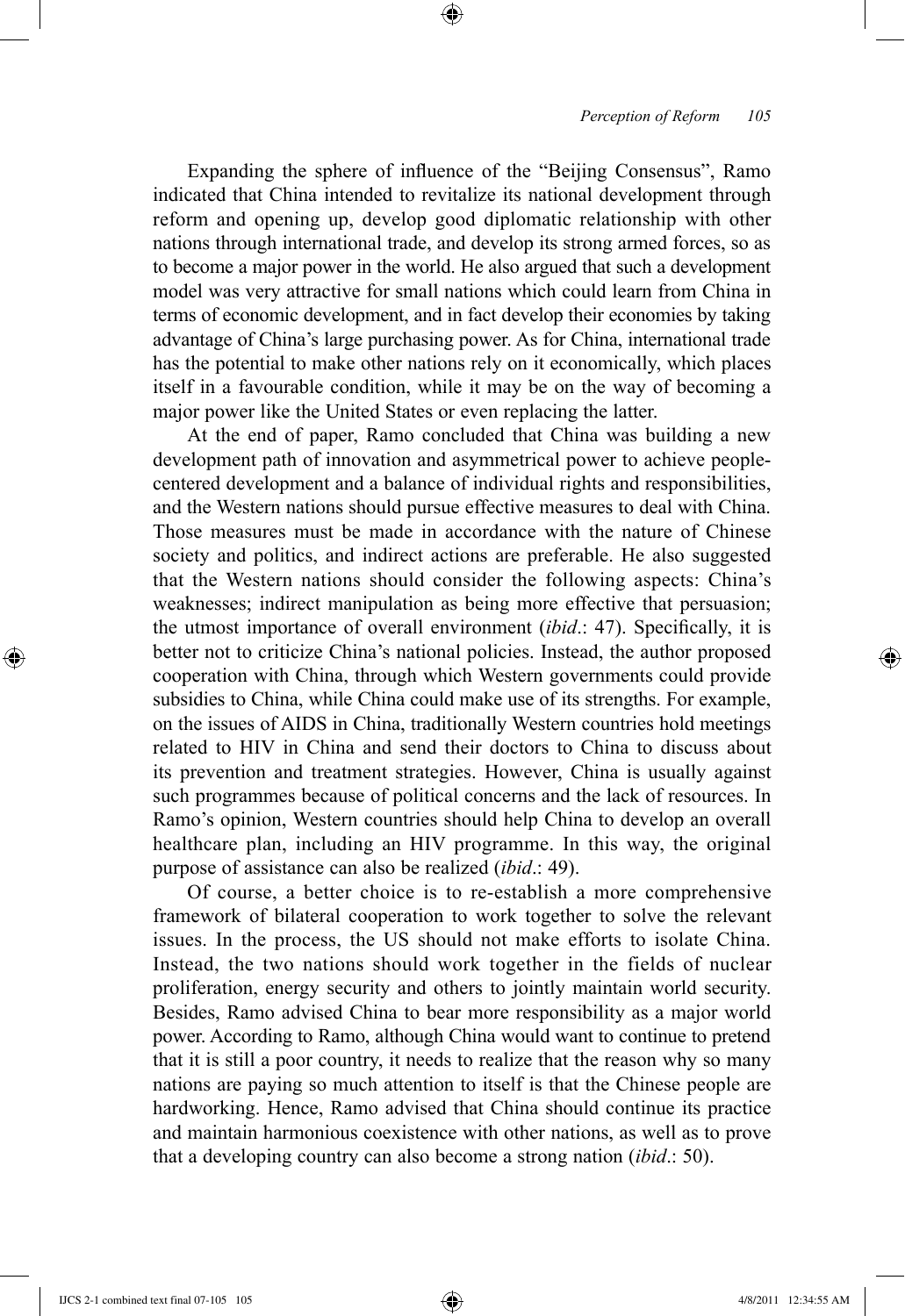Expanding the sphere of influence of the "Beijing Consensus", Ramo indicated that China intended to revitalize its national development through reform and opening up, develop good diplomatic relationship with other nations through international trade, and develop its strong armed forces, so as to become a major power in the world. He also argued that such a development model was very attractive for small nations which could learn from China in terms of economic development, and in fact develop their economies by taking advantage of China's large purchasing power. As for China, international trade has the potential to make other nations rely on it economically, which places itself in a favourable condition, while it may be on the way of becoming a major power like the United States or even replacing the latter.

At the end of paper, Ramo concluded that China was building a new development path of innovation and asymmetrical power to achieve people-centered development and a balance of individual rights and responsibilities, and the Western nations should pursue effective measures to deal with China. Those measures must be made in accordance with the nature of Chinese society and politics, and indirect actions are preferable. He also suggested that the Western nations should consider the following aspects: China's weaknesses; indirect manipulation as being more effective that persuasion; the utmost importance of overall environment (*ibid*.: 47). Specifically, it is better not to criticize China's national policies. Instead, the author proposed cooperation with China, through which Western governments could provide subsidies to China, while China could make use of its strengths. For example, on the issues of AIDS in China, traditionally Western countries hold meetings related to HIV in China and send their doctors to China to discuss about its prevention and treatment strategies. However, China is usually against such programmes because of political concerns and the lack of resources. In Ramo's opinion, Western countries should help China to develop an overall healthcare plan, including an HIV programme. In this way, the original purpose of assistance can also be realized (*ibid*.: 49).

Of course, a better choice is to re-establish a more comprehensive framework of bilateral cooperation to work together to solve the relevant issues. In the process, the US should not make efforts to isolate China. Instead, the two nations should work together in the fields of nuclear proliferation, energy security and others to jointly maintain world security. Besides, Ramo advised China to bear more responsibility as a major world power. According to Ramo, although China would want to continue to pretend that it is still a poor country, it needs to realize that the reason why so many nations are paying so much attention to itself is that the Chinese people are hardworking. Hence, Ramo advised that China should continue its practice and maintain harmonious coexistence with other nations, as well as to prove that a developing country can also become a strong nation (*ibid*.: 50).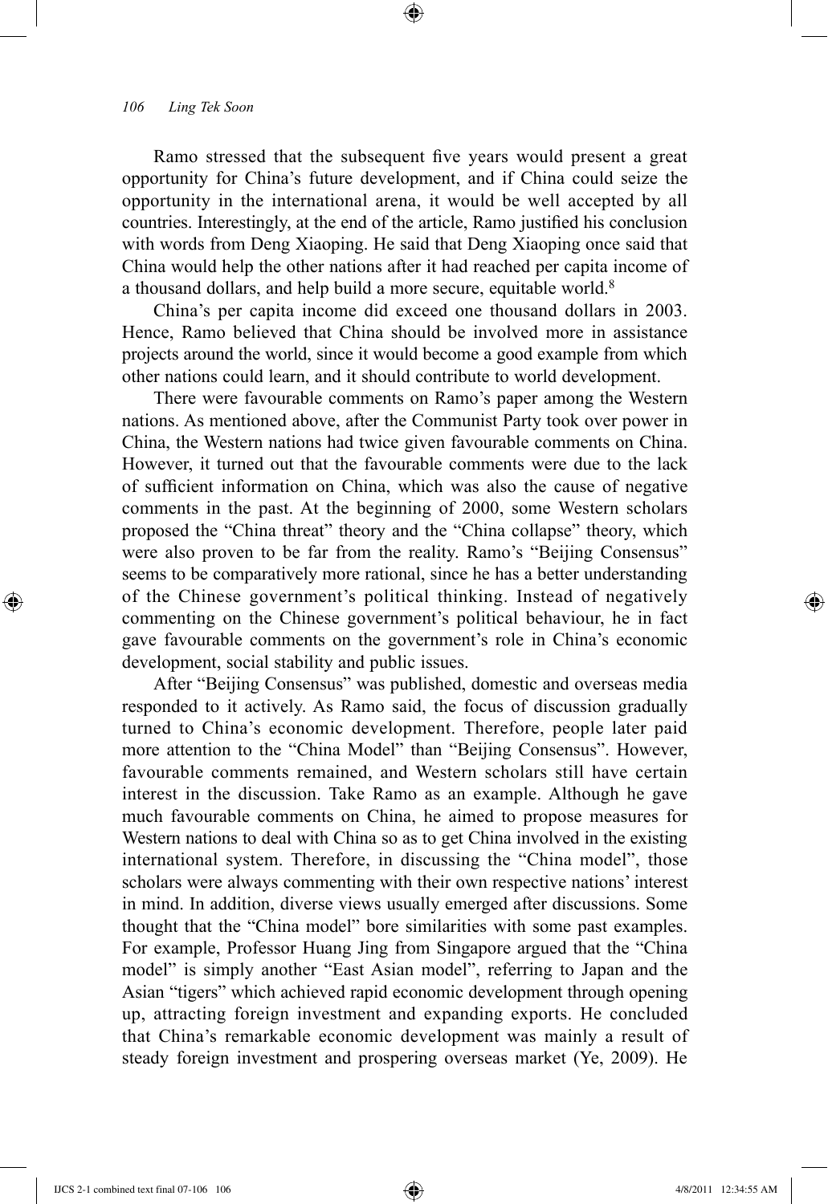Ramo stressed that the subsequent five years would present a great opportunity for China's future development, and if China could seize the opportunity in the international arena, it would be well accepted by all countries. Interestingly, at the end of the article, Ramo justified his conclusion with words from Deng Xiaoping. He said that Deng Xiaoping once said that China would help the other nations after it had reached per capita income of a thousand dollars, and help build a more secure, equitable world.[8]

China's per capita income did exceed one thousand dollars in 2003. Hence, Ramo believed that China should be involved more in assistance projects around the world, since it would become a good example from which other nations could learn, and it should contribute to world development.

There were favourable comments on Ramo's paper among the Western nations. As mentioned above, after the Communist Party took over power in China, the Western nations had twice given favourable comments on China. However, it turned out that the favourable comments were due to the lack of sufficient information on China, which was also the cause of negative comments in the past. At the beginning of 2000, some Western scholars proposed the "China threat" theory and the "China collapse" theory, which were also proven to be far from the reality. Ramo's "Beijing Consensus" seems to be comparatively more rational, since he has a better understanding of the Chinese government's political thinking. Instead of negatively commenting on the Chinese government's political behaviour, he in fact gave favourable comments on the government's role in China's economic development, social stability and public issues.

After "Beijing Consensus" was published, domestic and overseas media responded to it actively. As Ramo said, the focus of discussion gradually turned to China's economic development. Therefore, people later paid more attention to the "China Model" than "Beijing Consensus". However, favourable comments remained, and Western scholars still have certain interest in the discussion. Take Ramo as an example. Although he gave much favourable comments on China, he aimed to propose measures for Western nations to deal with China so as to get China involved in the existing international system. Therefore, in discussing the "China model", those scholars were always commenting with their own respective nations' interest in mind. In addition, diverse views usually emerged after discussions. Some thought that the "China model" bore similarities with some past examples. For example, Professor Huang Jing from Singapore argued that the "China model" is simply another "East Asian model", referring to Japan and the Asian "tigers" which achieved rapid economic development through opening up, attracting foreign investment and expanding exports. He concluded that China's remarkable economic development was mainly a result of steady foreign investment and prospering overseas market (Ye, 2009). He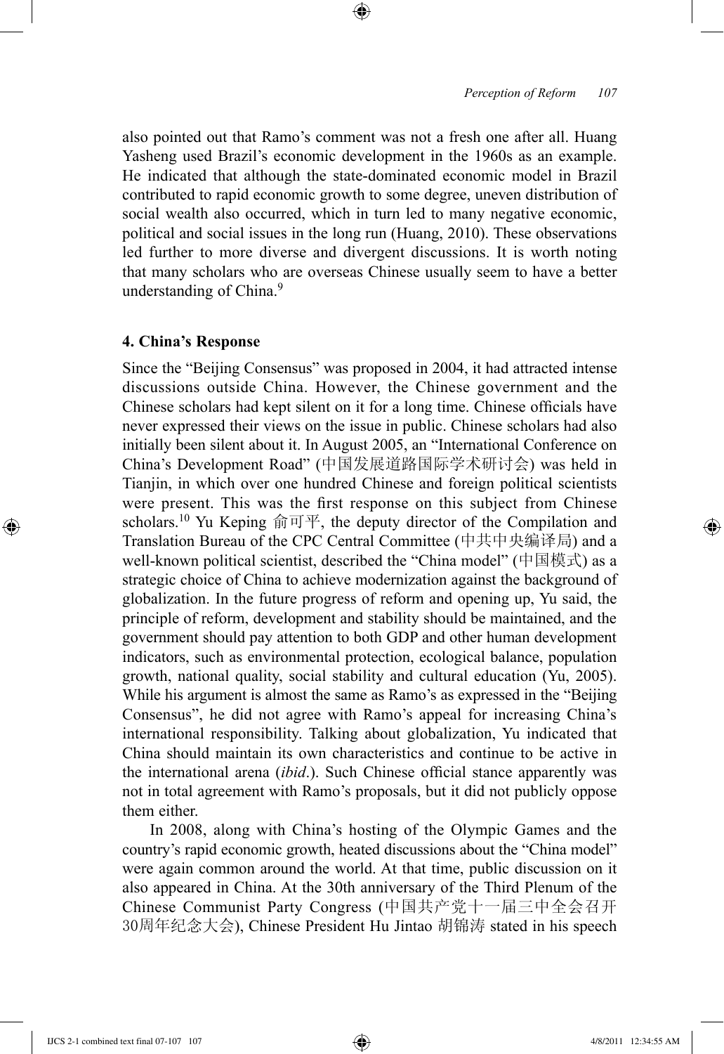also pointed out that Ramo's comment was not a fresh one after all. Huang Yasheng used Brazil's economic development in the 1960s as an example. He indicated that although the state-dominated economic model in Brazil contributed to rapid economic growth to some degree, uneven distribution of social wealth also occurred, which in turn led to many negative economic, political and social issues in the long run (Huang, 2010). These observations led further to more diverse and divergent discussions. It is worth noting that many scholars who are overseas Chinese usually seem to have a better understanding of China.[9]

## 4. China's Response

Since the "Beijing Consensus" was proposed in 2004, it had attracted intense discussions outside China. However, the Chinese government and the Chinese scholars had kept silent on it for a long time. Chinese officials have never expressed their views on the issue in public. Chinese scholars had also initially been silent about it. In August 2005, an "International Conference on China's Development Road" (中国发展道路国际学术研讨会) was held in Tianjin, in which over one hundred Chinese and foreign political scientists were present. This was the first response on this subject from Chinese scholars.[10] Yu Keping 俞可平, the deputy director of the Compilation and Translation Bureau of the CPC Central Committee (中共中央编译局) and a well-known political scientist, described the "China model" (中国模式) as a strategic choice of China to achieve modernization against the background of globalization. In the future progress of reform and opening up, Yu said, the principle of reform, development and stability should be maintained, and the government should pay attention to both GDP and other human development indicators, such as environmental protection, ecological balance, population growth, national quality, social stability and cultural education (Yu, 2005). While his argument is almost the same as Ramo's as expressed in the "Beijing Consensus", he did not agree with Ramo's appeal for increasing China's international responsibility. Talking about globalization, Yu indicated that China should maintain its own characteristics and continue to be active in the international arena (*ibid*.). Such Chinese official stance apparently was not in total agreement with Ramo's proposals, but it did not publicly oppose them either.

In 2008, along with China's hosting of the Olympic Games and the country's rapid economic growth, heated discussions about the "China model" were again common around the world. At that time, public discussion on it also appeared in China. At the 30th anniversary of the Third Plenum of the Chinese Communist Party Congress (中国共产党十一届三中全会召开30周年纪念大会), Chinese President Hu Jintao 胡锦涛 stated in his speech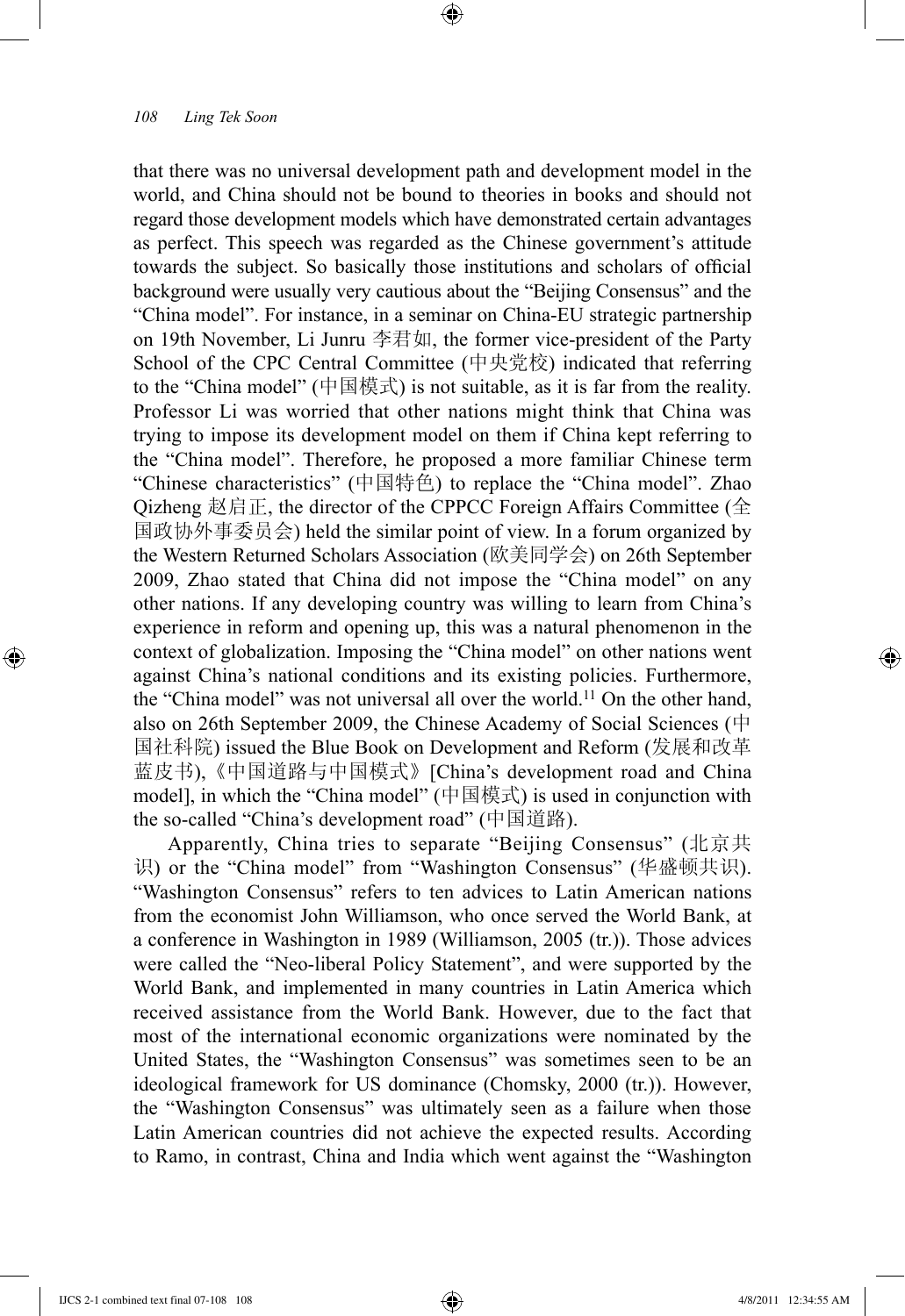that there was no universal development path and development model in the world, and China should not be bound to theories in books and should not regard those development models which have demonstrated certain advantages as perfect. This speech was regarded as the Chinese government's attitude towards the subject. So basically those institutions and scholars of official background were usually very cautious about the "Beijing Consensus" and the "China model". For instance, in a seminar on China-EU strategic partnership on 19th November, Li Junru 李君如, the former vice-president of the Party School of the CPC Central Committee (中央党校) indicated that referring to the "China model" (中国模式) is not suitable, as it is far from the reality. Professor Li was worried that other nations might think that China was trying to impose its development model on them if China kept referring to the "China model". Therefore, he proposed a more familiar Chinese term "Chinese characteristics" (中国特色) to replace the "China model". Zhao Qizheng 赵启正, the director of the CPPCC Foreign Affairs Committee (全国政协外事委员会) held the similar point of view. In a forum organized by the Western Returned Scholars Association (欧美同学会) on 26th September 2009, Zhao stated that China did not impose the "China model" on any other nations. If any developing country was willing to learn from China's experience in reform and opening up, this was a natural phenomenon in the context of globalization. Imposing the "China model" on other nations went against China's national conditions and its existing policies. Furthermore, the "China model" was not universal all over the world.[11] On the other hand, also on 26th September 2009, the Chinese Academy of Social Sciences (中国社科院) issued the Blue Book on Development and Reform (发展和改革蓝皮书),《中国道路与中国模式》[China's development road and China model], in which the "China model" (中国模式) is used in conjunction with the so-called "China's development road" (中国道路).

Apparently, China tries to separate "Beijing Consensus" (北京共识) or the "China model" from "Washington Consensus" (华盛顿共识). "Washington Consensus" refers to ten advices to Latin American nations from the economist John Williamson, who once served the World Bank, at a conference in Washington in 1989 (Williamson, 2005 (tr.)). Those advices were called the "Neo-liberal Policy Statement", and were supported by the World Bank, and implemented in many countries in Latin America which received assistance from the World Bank. However, due to the fact that most of the international economic organizations were nominated by the United States, the "Washington Consensus" was sometimes seen to be an ideological framework for US dominance (Chomsky, 2000 (tr.)). However, the "Washington Consensus" was ultimately seen as a failure when those Latin American countries did not achieve the expected results. According to Ramo, in contrast, China and India which went against the "Washington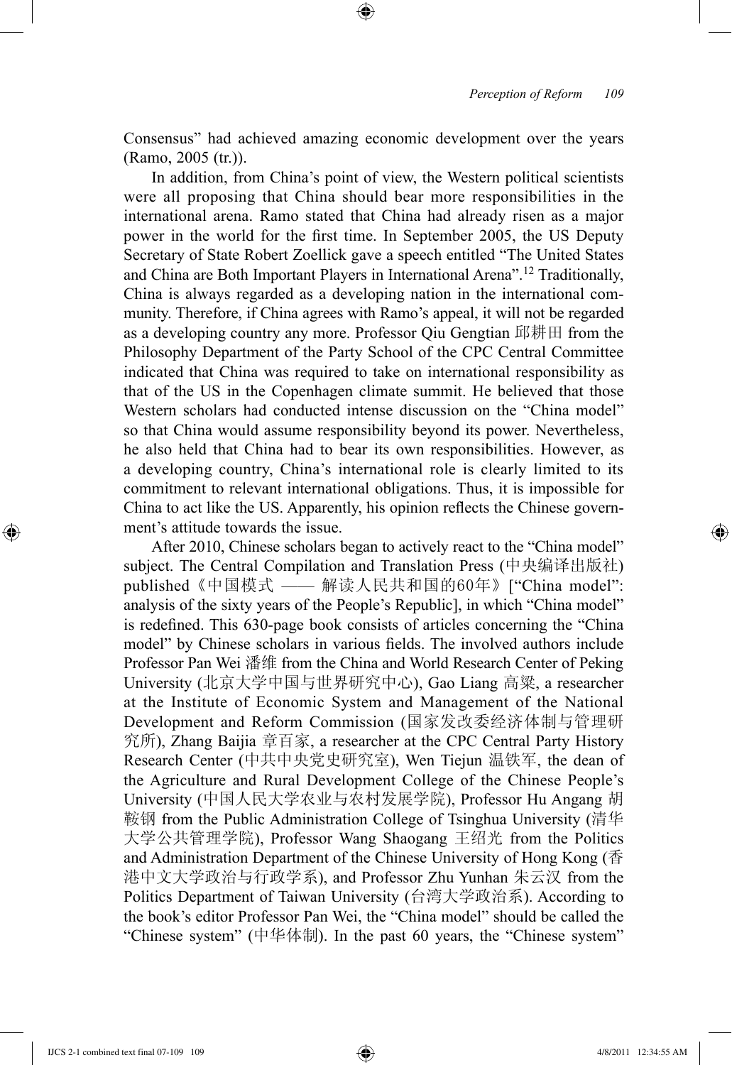Consensus" had achieved amazing economic development over the years (Ramo, 2005 (tr.)).

In addition, from China's point of view, the Western political scientists were all proposing that China should bear more responsibilities in the international arena. Ramo stated that China had already risen as a major power in the world for the first time. In September 2005, the US Deputy Secretary of State Robert Zoellick gave a speech entitled "The United States and China are Both Important Players in International Arena".[12] Traditionally, China is always regarded as a developing nation in the international community. Therefore, if China agrees with Ramo's appeal, it will not be regarded as a developing country any more. Professor Qiu Gengtian 邱耕田 from the Philosophy Department of the Party School of the CPC Central Committee indicated that China was required to take on international responsibility as that of the US in the Copenhagen climate summit. He believed that those Western scholars had conducted intense discussion on the "China model" so that China would assume responsibility beyond its power. Nevertheless, he also held that China had to bear its own responsibilities. However, as a developing country, China's international role is clearly limited to its commitment to relevant international obligations. Thus, it is impossible for China to act like the US. Apparently, his opinion reflects the Chinese government's attitude towards the issue.

After 2010, Chinese scholars began to actively react to the "China model" subject. The Central Compilation and Translation Press (中央编译出版社) published《中国模式 —— 解读人民共和国的60年》["China model": analysis of the sixty years of the People's Republic], in which "China model" is redefined. This 630-page book consists of articles concerning the "China model" by Chinese scholars in various fields. The involved authors include Professor Pan Wei 潘维 from the China and World Research Center of Peking University (北京大学中国与世界研究中心), Gao Liang 高粱, a researcher at the Institute of Economic System and Management of the National Development and Reform Commission (国家发改委经济体制与管理研究所), Zhang Baijia 章百家, a researcher at the CPC Central Party History Research Center (中共中央党史研究室), Wen Tiejun 温铁军, the dean of the Agriculture and Rural Development College of the Chinese People's University (中国人民大学农业与农村发展学院), Professor Hu Angang 胡鞍钢 from the Public Administration College of Tsinghua University (清华大学公共管理学院), Professor Wang Shaogang 王绍光 from the Politics and Administration Department of the Chinese University of Hong Kong (香港中文大学政治与行政学系), and Professor Zhu Yunhan 朱云汉 from the Politics Department of Taiwan University (台湾大学政治系). According to the book's editor Professor Pan Wei, the "China model" should be called the "Chinese system" (中华体制). In the past 60 years, the "Chinese system"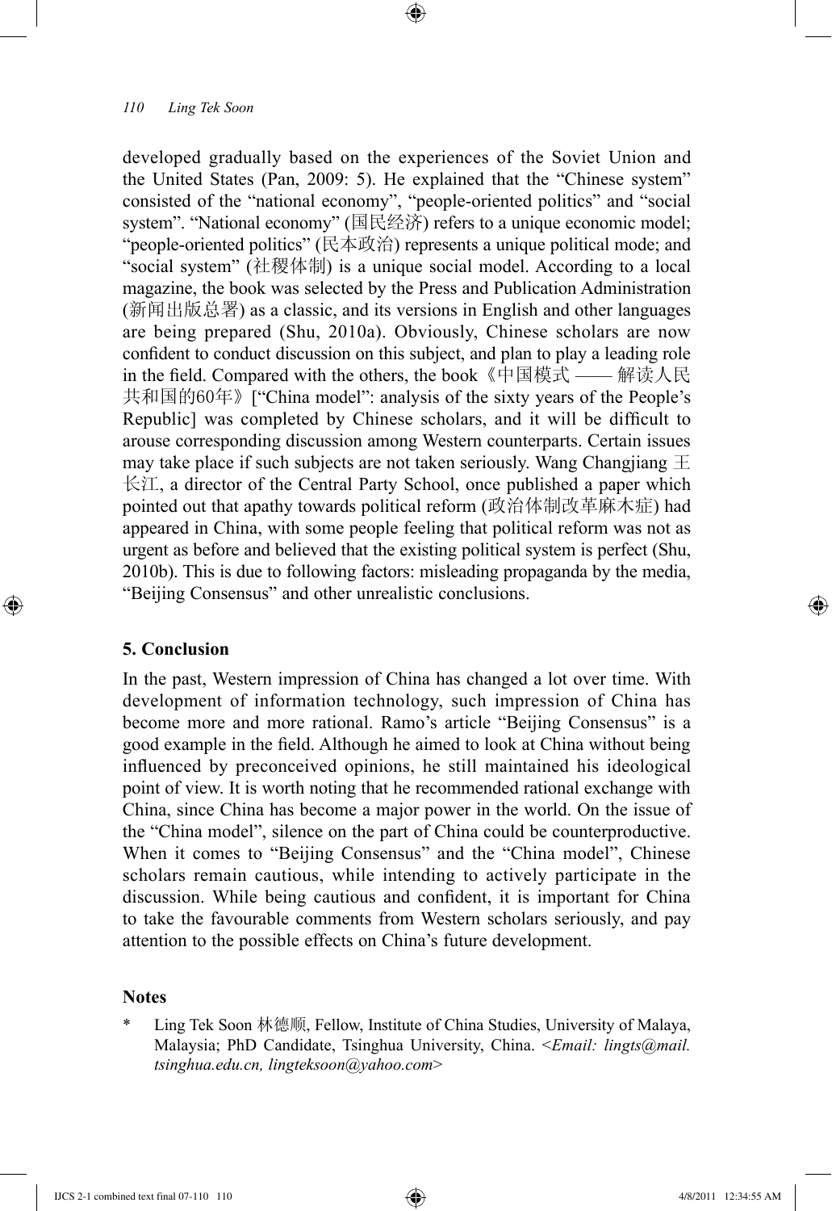developed gradually based on the experiences of the Soviet Union and the United States (Pan, 2009: 5). He explained that the "Chinese system" consisted of the "national economy", "people-oriented politics" and "social system". "National economy" (国民经济) refers to a unique economic model; "people-oriented politics" (民本政治) represents a unique political mode; and "social system" (社稷体制) is a unique social model. According to a local magazine, the book was selected by the Press and Publication Administration (新闻出版总署) as a classic, and its versions in English and other languages are being prepared (Shu, 2010a). Obviously, Chinese scholars are now confident to conduct discussion on this subject, and plan to play a leading role in the field. Compared with the others, the book《中国模式 —— 解读人民共和国的60年》["China model": analysis of the sixty years of the People's Republic] was completed by Chinese scholars, and it will be difficult to arouse corresponding discussion among Western counterparts. Certain issues may take place if such subjects are not taken seriously. Wang Changjiang 王长江, a director of the Central Party School, once published a paper which pointed out that apathy towards political reform (政治体制改革麻木症) had appeared in China, with some people feeling that political reform was not as urgent as before and believed that the existing political system is perfect (Shu, 2010b). This is due to following factors: misleading propaganda by the media, "Beijing Consensus" and other unrealistic conclusions.

## 5. Conclusion

In the past, Western impression of China has changed a lot over time. With development of information technology, such impression of China has become more and more rational. Ramo's article "Beijing Consensus" is a good example in the field. Although he aimed to look at China without being influenced by preconceived opinions, he still maintained his ideological point of view. It is worth noting that he recommended rational exchange with China, since China has become a major power in the world. On the issue of the "China model", silence on the part of China could be counterproductive. When it comes to "Beijing Consensus" and the "China model", Chinese scholars remain cautious, while intending to actively participate in the discussion. While being cautious and confident, it is important for China to take the favourable comments from Western scholars seriously, and pay attention to the possible effects on China's future development.

## Notes

\* Ling Tek Soon 林德顺, Fellow, Institute of China Studies, University of Malaya, Malaysia; PhD Candidate, Tsinghua University, China. <*Email: lingts@mail.tsinghua.edu.cn, lingteksoon@yahoo.com*>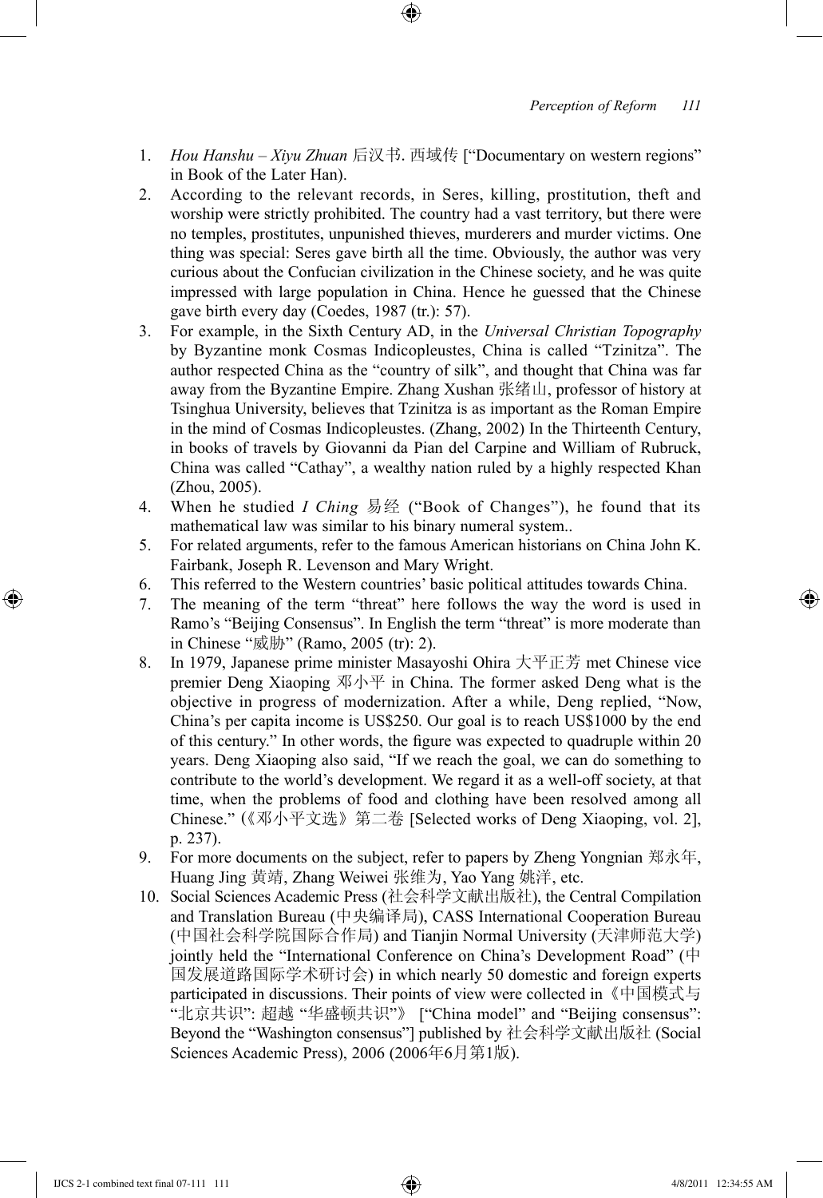1. *Hou Hanshu – Xiyu Zhuan* 后汉书. 西域传 ["Documentary on western regions" in Book of the Later Han).
2. According to the relevant records, in Seres, killing, prostitution, theft and worship were strictly prohibited. The country had a vast territory, but there were no temples, prostitutes, unpunished thieves, murderers and murder victims. One thing was special: Seres gave birth all the time. Obviously, the author was very curious about the Confucian civilization in the Chinese society, and he was quite impressed with large population in China. Hence he guessed that the Chinese gave birth every day (Coedes, 1987 (tr.): 57).
3. For example, in the Sixth Century AD, in the *Universal Christian Topography* by Byzantine monk Cosmas Indicopleustes, China is called "Tzinitza". The author respected China as the "country of silk", and thought that China was far away from the Byzantine Empire. Zhang Xushan 张绪山, professor of history at Tsinghua University, believes that Tzinitza is as important as the Roman Empire in the mind of Cosmas Indicopleustes. (Zhang, 2002) In the Thirteenth Century, in books of travels by Giovanni da Pian del Carpine and William of Rubruck, China was called "Cathay", a wealthy nation ruled by a highly respected Khan (Zhou, 2005).
4. When he studied *I Ching* 易经 ("Book of Changes"), he found that its mathematical law was similar to his binary numeral system..
5. For related arguments, refer to the famous American historians on China John K. Fairbank, Joseph R. Levenson and Mary Wright.
6. This referred to the Western countries' basic political attitudes towards China.
7. The meaning of the term "threat" here follows the way the word is used in Ramo's "Beijing Consensus". In English the term "threat" is more moderate than in Chinese "威胁" (Ramo, 2005 (tr): 2).
8. In 1979, Japanese prime minister Masayoshi Ohira 大平正芳 met Chinese vice premier Deng Xiaoping 邓小平 in China. The former asked Deng what is the objective in progress of modernization. After a while, Deng replied, "Now, China's per capita income is US$250. Our goal is to reach US$1000 by the end of this century." In other words, the figure was expected to quadruple within 20 years. Deng Xiaoping also said, "If we reach the goal, we can do something to contribute to the world's development. We regard it as a well-off society, at that time, when the problems of food and clothing have been resolved among all Chinese." (《邓小平文选》第二卷 [Selected works of Deng Xiaoping, vol. 2], p. 237).
9. For more documents on the subject, refer to papers by Zheng Yongnian 郑永年, Huang Jing 黄靖, Zhang Weiwei 张维为, Yao Yang 姚洋, etc.
10. Social Sciences Academic Press (社会科学文献出版社), the Central Compilation and Translation Bureau (中央编译局), CASS International Cooperation Bureau (中国社会科学院国际合作局) and Tianjin Normal University (天津师范大学) jointly held the "International Conference on China's Development Road" (中国发展道路国际学术研讨会) in which nearly 50 domestic and foreign experts participated in discussions. Their points of view were collected in《中国模式与"北京共识": 超越 "华盛顿共识"》 ["China model" and "Beijing consensus": Beyond the "Washington consensus"] published by 社会科学文献出版社 (Social Sciences Academic Press), 2006 (2006年6月第1版).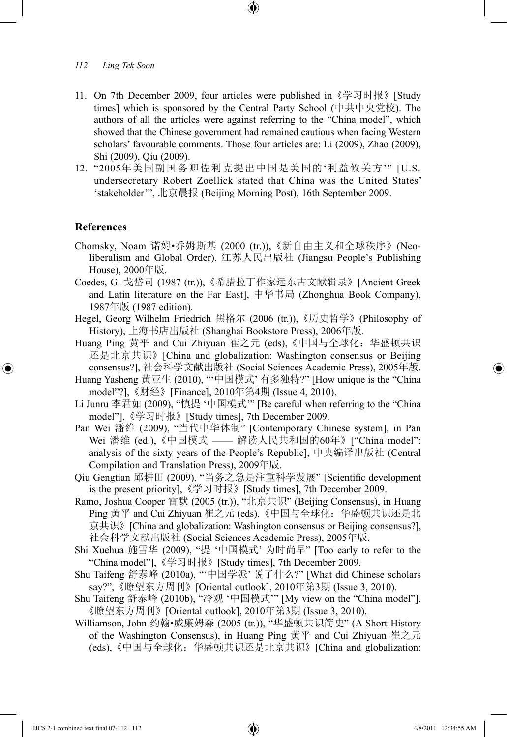11. On 7th December 2009, four articles were published in《学习时报》[Study times] which is sponsored by the Central Party School (中共中央党校). The authors of all the articles were against referring to the "China model", which showed that the Chinese government had remained cautious when facing Western scholars' favourable comments. Those four articles are: Li (2009), Zhao (2009), Shi (2009), Qiu (2009).
12. "2005年美国副国务卿佐利克提出中国是美国的'利益攸关方'" [U.S. undersecretary Robert Zoellick stated that China was the United States' 'stakeholder'", 北京晨报 (Beijing Morning Post), 16th September 2009.

## References

Chomsky, Noam 诺姆•乔姆斯基 (2000 (tr.)),《新自由主义和全球秩序》(Neo-liberalism and Global Order), 江苏人民出版社 (Jiangsu People's Publishing House), 2000年版.

Coedes, G. 戈岱司 (1987 (tr.)),《希腊拉丁作家远东古文献辑录》[Ancient Greek and Latin literature on the Far East], 中华书局 (Zhonghua Book Company), 1987年版 (1987 edition).

Hegel, Georg Wilhelm Friedrich 黑格尔 (2006 (tr.)),《历史哲学》(Philosophy of History), 上海书店出版社 (Shanghai Bookstore Press), 2006年版.

Huang Ping 黄平 and Cui Zhiyuan 崔之元 (eds),《中国与全球化：华盛顿共识还是北京共识》[China and globalization: Washington consensus or Beijing consensus?], 社会科学文献出版社 (Social Sciences Academic Press), 2005年版.

Huang Yasheng 黄亚生 (2010), "'中国模式' 有多独特?" [How unique is the "China model"?],《财经》[Finance], 2010年第4期 (Issue 4, 2010).

Li Junru 李君如 (2009), "慎提 '中国模式'" [Be careful when referring to the "China model"],《学习时报》[Study times], 7th December 2009.

Pan Wei 潘维 (2009), "当代中华体制" [Contemporary Chinese system], in Pan Wei 潘维 (ed.),《中国模式 —— 解读人民共和国的60年》["China model": analysis of the sixty years of the People's Republic], 中央编译出版社 (Central Compilation and Translation Press), 2009年版.

Qiu Gengtian 邱耕田 (2009), "当务之急是注重科学发展" [Scientific development is the present priority],《学习时报》[Study times], 7th December 2009.

Ramo, Joshua Cooper 雷默 (2005 (tr.)), "北京共识" (Beijing Consensus), in Huang Ping 黄平 and Cui Zhiyuan 崔之元 (eds),《中国与全球化：华盛顿共识还是北京共识》[China and globalization: Washington consensus or Beijing consensus?], 社会科学文献出版社 (Social Sciences Academic Press), 2005年版.

Shi Xuehua 施雪华 (2009), "提 '中国模式' 为时尚早" [Too early to refer to the "China model"],《学习时报》[Study times], 7th December 2009.

Shu Taifeng 舒泰峰 (2010a), "'中国学派' 说了什么?" [What did Chinese scholars say?",《瞭望东方周刊》[Oriental outlook], 2010年第3期 (Issue 3, 2010).

Shu Taifeng 舒泰峰 (2010b), "冷观 '中国模式'" [My view on the "China model"],《瞭望东方周刊》[Oriental outlook], 2010年第3期 (Issue 3, 2010).

Williamson, John 约翰•威廉姆森 (2005 (tr.)), "华盛顿共识简史" (A Short History of the Washington Consensus), in Huang Ping 黄平 and Cui Zhiyuan 崔之元 (eds),《中国与全球化：华盛顿共识还是北京共识》[China and globalization: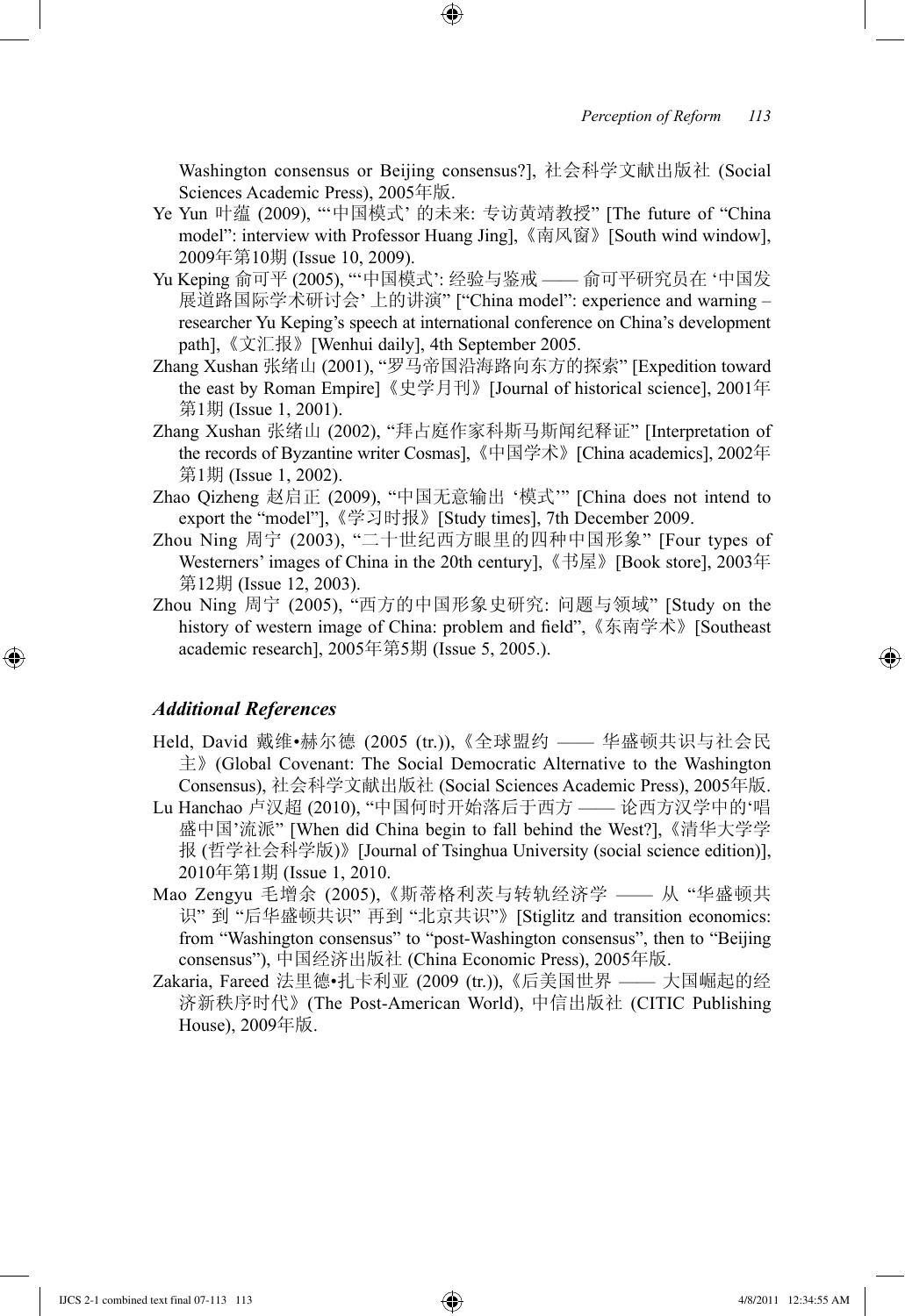Washington consensus or Beijing consensus?], 社会科学文献出版社 (Social Sciences Academic Press), 2005年版.

Ye Yun 叶蕴 (2009), "'中国模式' 的未来: 专访黄靖教授" [The future of "China model": interview with Professor Huang Jing],《南风窗》[South wind window], 2009年第10期 (Issue 10, 2009).

Yu Keping 俞可平 (2005), "'中国模式': 经验与鉴戒 —— 俞可平研究员在 '中国发展道路国际学术研讨会' 上的讲演" ["China model": experience and warning – researcher Yu Keping's speech at international conference on China's development path],《文汇报》[Wenhui daily], 4th September 2005.

Zhang Xushan 张绪山 (2001), "罗马帝国沿海路向东方的探索" [Expedition toward the east by Roman Empire]《史学月刊》[Journal of historical science], 2001年第1期 (Issue 1, 2001).

Zhang Xushan 张绪山 (2002), "拜占庭作家科斯马斯闻纪释证" [Interpretation of the records of Byzantine writer Cosmas],《中国学术》[China academics], 2002年第1期 (Issue 1, 2002).

Zhao Qizheng 赵启正 (2009), "中国无意输出 '模式'" [China does not intend to export the "model"],《学习时报》[Study times], 7th December 2009.

Zhou Ning 周宁 (2003), "二十世纪西方眼里的四种中国形象" [Four types of Westerners' images of China in the 20th century],《书屋》[Book store], 2003年第12期 (Issue 12, 2003).

Zhou Ning 周宁 (2005), "西方的中国形象史研究: 问题与领域" [Study on the history of western image of China: problem and field",《东南学术》[Southeast academic research], 2005年第5期 (Issue 5, 2005.).

### *Additional References*

Held, David 戴维•赫尔德 (2005 (tr.)),《全球盟约 —— 华盛顿共识与社会民主》(Global Covenant: The Social Democratic Alternative to the Washington Consensus), 社会科学文献出版社 (Social Sciences Academic Press), 2005年版.

Lu Hanchao 卢汉超 (2010), "中国何时开始落后于西方 —— 论西方汉学中的'唱盛中国'流派" [When did China begin to fall behind the West?],《清华大学学报 (哲学社会科学版)》[Journal of Tsinghua University (social science edition)], 2010年第1期 (Issue 1, 2010.

Mao Zengyu 毛增余 (2005),《斯蒂格利茨与转轨经济学 —— 从 "华盛顿共识" 到 "后华盛顿共识" 再到 "北京共识"》[Stiglitz and transition economics: from "Washington consensus" to "post-Washington consensus", then to "Beijing consensus"), 中国经济出版社 (China Economic Press), 2005年版.

Zakaria, Fareed 法里德•扎卡利亚 (2009 (tr.)),《后美国世界 —— 大国崛起的经济新秩序时代》(The Post-American World), 中信出版社 (CITIC Publishing House), 2009年版.